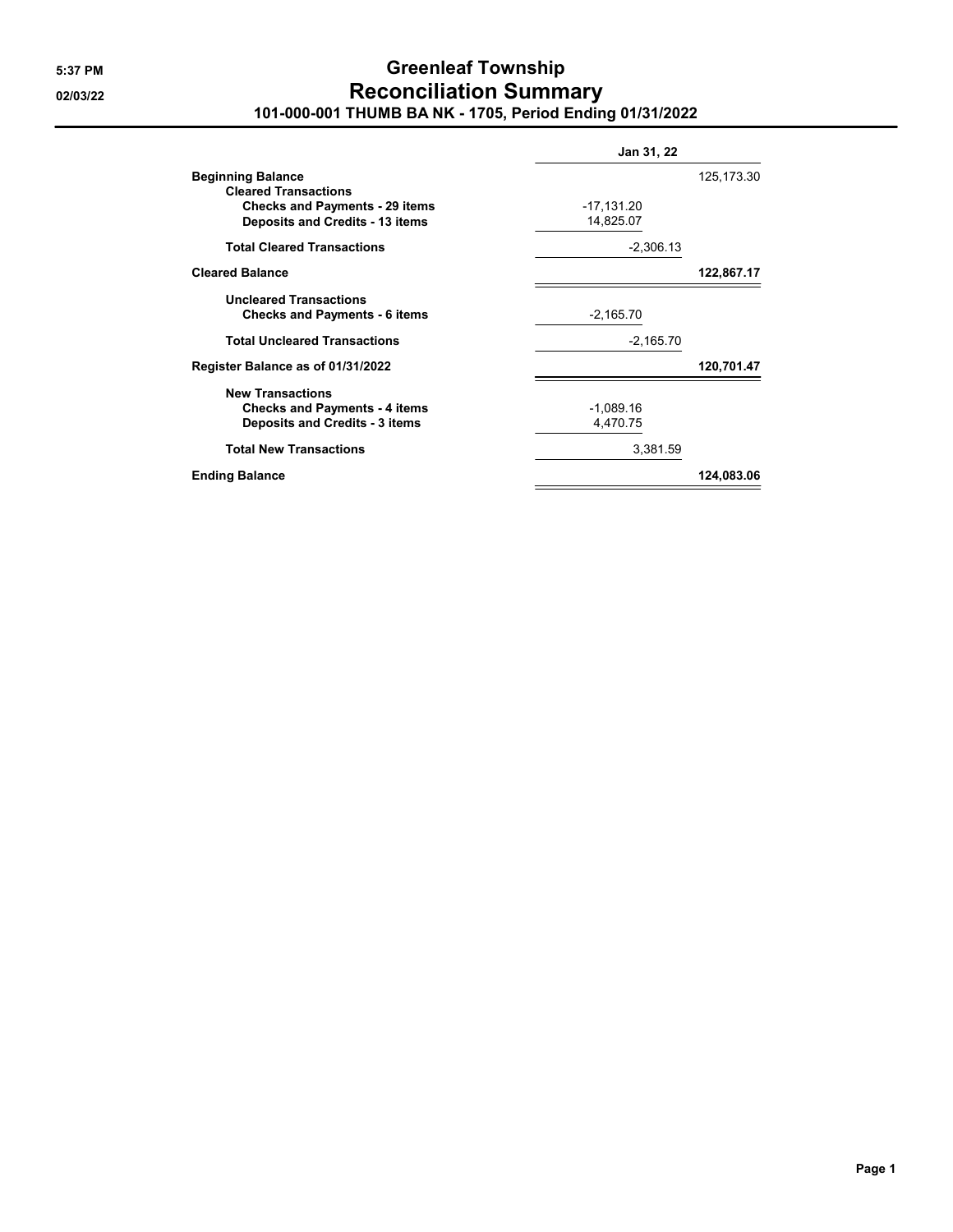# Greenleaf Township

## Reconciliation Summary

### 101-000-001 THUMB BA NK - 1705, Period Ending 01/31/2022

| | | Jan 31, 22 |
|---|---|---|
| **Beginning Balance** | | 125,173.30 |
| **Cleared Transactions** | | |
| **Checks and Payments - 29 items** | -17,131.20 | |
| **Deposits and Credits - 13 items** | 14,825.07 | |
| **Total Cleared Transactions** | -2,306.13 | |
| **Cleared Balance** | | **122,867.17** |
| **Uncleared Transactions** | | |
| **Checks and Payments - 6 items** | -2,165.70 | |
| **Total Uncleared Transactions** | -2,165.70 | |
| **Register Balance as of 01/31/2022** | | **120,701.47** |
| **New Transactions** | | |
| **Checks and Payments - 4 items** | -1,089.16 | |
| **Deposits and Credits - 3 items** | 4,470.75 | |
| **Total New Transactions** | 3,381.59 | |
| **Ending Balance** | | **124,083.06** |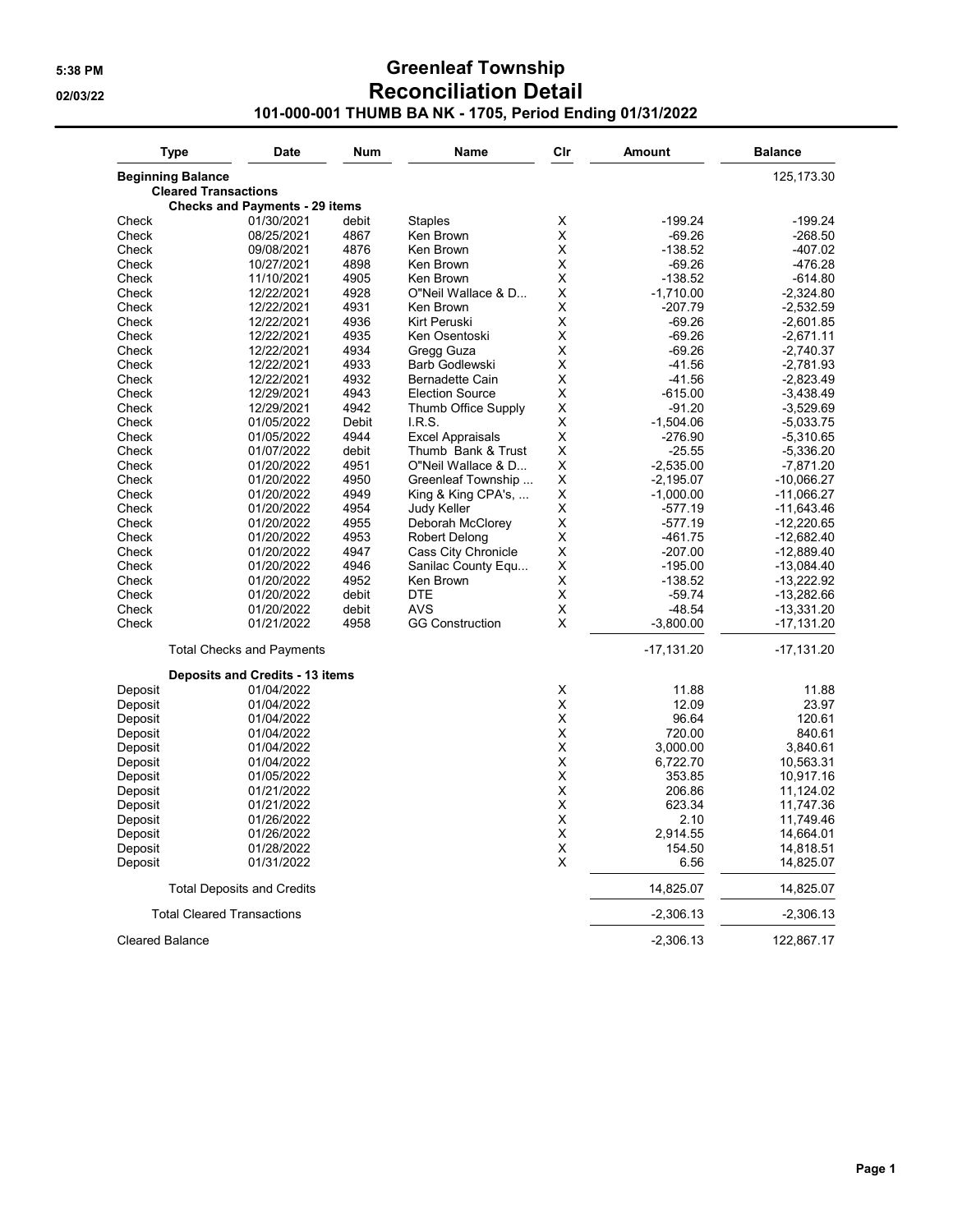# Greenleaf Township
# Reconciliation Detail
## 101-000-001 THUMB BA NK - 1705, Period Ending 01/31/2022

5:38 PM
02/03/22

| Type | Date | Num | Name | Clr | Amount | Balance |
|---|---|---|---|---|---|---|
| **Beginning Balance** | | | | | | 125,173.30 |
| **Cleared Transactions** | | | | | | |
| **Checks and Payments - 29 items** | | | | | | |
| Check | 01/30/2021 | debit | Staples | X | -199.24 | -199.24 |
| Check | 08/25/2021 | 4867 | Ken Brown | X | -69.26 | -268.50 |
| Check | 09/08/2021 | 4876 | Ken Brown | X | -138.52 | -407.02 |
| Check | 10/27/2021 | 4898 | Ken Brown | X | -69.26 | -476.28 |
| Check | 11/10/2021 | 4905 | Ken Brown | X | -138.52 | -614.80 |
| Check | 12/22/2021 | 4928 | O"Neil Wallace & D... | X | -1,710.00 | -2,324.80 |
| Check | 12/22/2021 | 4931 | Ken Brown | X | -207.79 | -2,532.59 |
| Check | 12/22/2021 | 4936 | Kirt Peruski | X | -69.26 | -2,601.85 |
| Check | 12/22/2021 | 4935 | Ken Osentoski | X | -69.26 | -2,671.11 |
| Check | 12/22/2021 | 4934 | Gregg Guza | X | -69.26 | -2,740.37 |
| Check | 12/22/2021 | 4933 | Barb Godlewski | X | -41.56 | -2,781.93 |
| Check | 12/22/2021 | 4932 | Bernadette Cain | X | -41.56 | -2,823.49 |
| Check | 12/29/2021 | 4943 | Election Source | X | -615.00 | -3,438.49 |
| Check | 12/29/2021 | 4942 | Thumb Office Supply | X | -91.20 | -3,529.69 |
| Check | 01/05/2022 | Debit | I.R.S. | X | -1,504.06 | -5,033.75 |
| Check | 01/05/2022 | 4944 | Excel Appraisals | X | -276.90 | -5,310.65 |
| Check | 01/07/2022 | debit | Thumb Bank & Trust | X | -25.55 | -5,336.20 |
| Check | 01/20/2022 | 4951 | O"Neil Wallace & D... | X | -2,535.00 | -7,871.20 |
| Check | 01/20/2022 | 4950 | Greenleaf Township ... | X | -2,195.07 | -10,066.27 |
| Check | 01/20/2022 | 4949 | King & King CPA's, ... | X | -1,000.00 | -11,066.27 |
| Check | 01/20/2022 | 4954 | Judy Keller | X | -577.19 | -11,643.46 |
| Check | 01/20/2022 | 4955 | Deborah McClorey | X | -577.19 | -12,220.65 |
| Check | 01/20/2022 | 4953 | Robert Delong | X | -461.75 | -12,682.40 |
| Check | 01/20/2022 | 4947 | Cass City Chronicle | X | -207.00 | -12,889.40 |
| Check | 01/20/2022 | 4946 | Sanilac County Equ... | X | -195.00 | -13,084.40 |
| Check | 01/20/2022 | 4952 | Ken Brown | X | -138.52 | -13,222.92 |
| Check | 01/20/2022 | debit | DTE | X | -59.74 | -13,282.66 |
| Check | 01/20/2022 | debit | AVS | X | -48.54 | -13,331.20 |
| Check | 01/21/2022 | 4958 | GG Construction | X | -3,800.00 | -17,131.20 |
| Total Checks and Payments | | | | | -17,131.20 | -17,131.20 |
| **Deposits and Credits - 13 items** | | | | | | |
| Deposit | 01/04/2022 | | | X | 11.88 | 11.88 |
| Deposit | 01/04/2022 | | | X | 12.09 | 23.97 |
| Deposit | 01/04/2022 | | | X | 96.64 | 120.61 |
| Deposit | 01/04/2022 | | | X | 720.00 | 840.61 |
| Deposit | 01/04/2022 | | | X | 3,000.00 | 3,840.61 |
| Deposit | 01/04/2022 | | | X | 6,722.70 | 10,563.31 |
| Deposit | 01/05/2022 | | | X | 353.85 | 10,917.16 |
| Deposit | 01/21/2022 | | | X | 206.86 | 11,124.02 |
| Deposit | 01/21/2022 | | | X | 623.34 | 11,747.36 |
| Deposit | 01/26/2022 | | | X | 2.10 | 11,749.46 |
| Deposit | 01/26/2022 | | | X | 2,914.55 | 14,664.01 |
| Deposit | 01/28/2022 | | | X | 154.50 | 14,818.51 |
| Deposit | 01/31/2022 | | | X | 6.56 | 14,825.07 |
| Total Deposits and Credits | | | | | 14,825.07 | 14,825.07 |
| Total Cleared Transactions | | | | | -2,306.13 | -2,306.13 |
| Cleared Balance | | | | | -2,306.13 | 122,867.17 |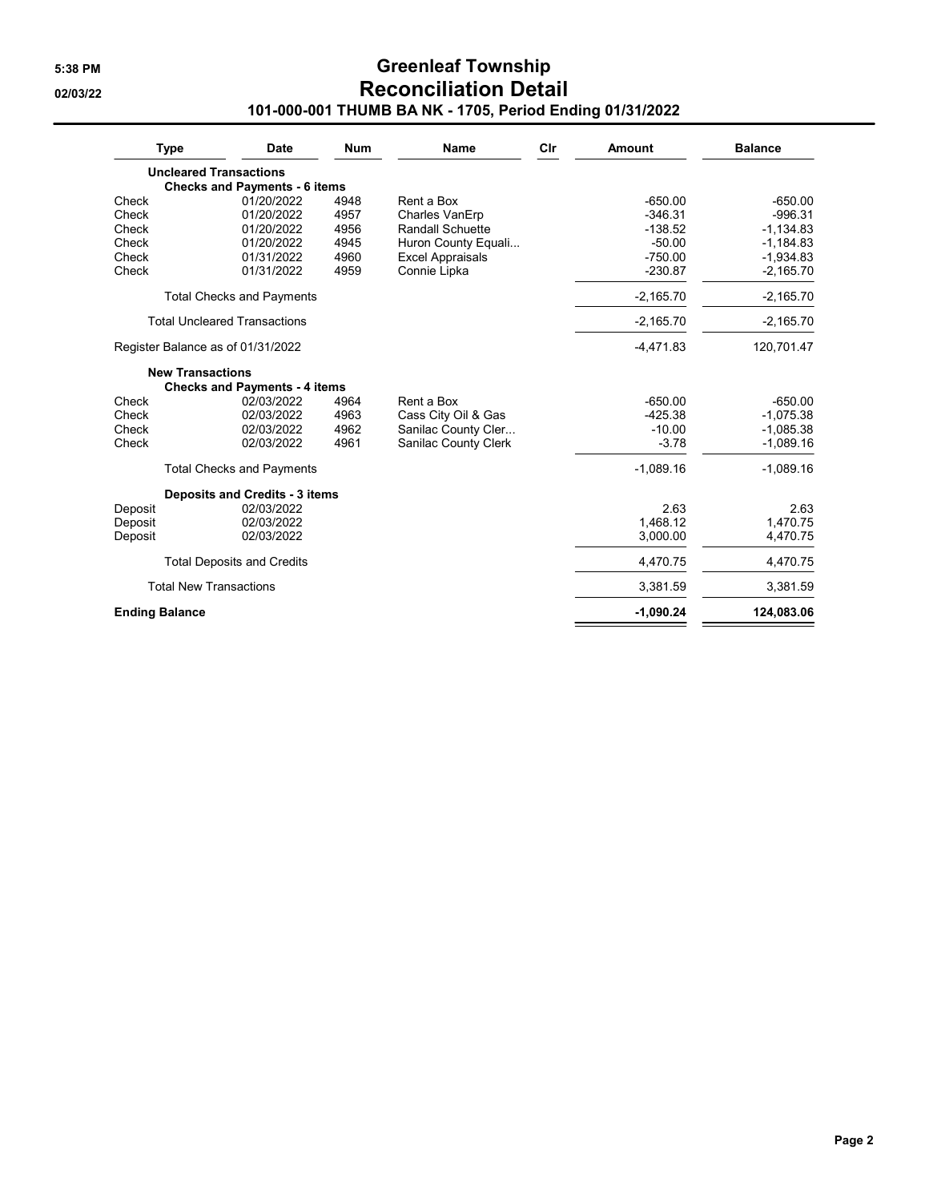# Greenleaf Township
## Reconciliation Detail
### 101-000-001 THUMB BA NK - 1705, Period Ending 01/31/2022

5:38 PM
02/03/22

| Type | Date | Num | Name | Clr | Amount | Balance |
|---|---|---|---|---|---|---|
| **Uncleared Transactions** | | | | | | |
| **Checks and Payments - 6 items** | | | | | | |
| Check | 01/20/2022 | 4948 | Rent a Box | | -650.00 | -650.00 |
| Check | 01/20/2022 | 4957 | Charles VanErp | | -346.31 | -996.31 |
| Check | 01/20/2022 | 4956 | Randall Schuette | | -138.52 | -1,134.83 |
| Check | 01/20/2022 | 4945 | Huron County Equali... | | -50.00 | -1,184.83 |
| Check | 01/31/2022 | 4960 | Excel Appraisals | | -750.00 | -1,934.83 |
| Check | 01/31/2022 | 4959 | Connie Lipka | | -230.87 | -2,165.70 |
| Total Checks and Payments | | | | | -2,165.70 | -2,165.70 |
| Total Uncleared Transactions | | | | | -2,165.70 | -2,165.70 |
| Register Balance as of 01/31/2022 | | | | | -4,471.83 | 120,701.47 |
| **New Transactions** | | | | | | |
| **Checks and Payments - 4 items** | | | | | | |
| Check | 02/03/2022 | 4964 | Rent a Box | | -650.00 | -650.00 |
| Check | 02/03/2022 | 4963 | Cass City Oil & Gas | | -425.38 | -1,075.38 |
| Check | 02/03/2022 | 4962 | Sanilac County Cler... | | -10.00 | -1,085.38 |
| Check | 02/03/2022 | 4961 | Sanilac County Clerk | | -3.78 | -1,089.16 |
| Total Checks and Payments | | | | | -1,089.16 | -1,089.16 |
| **Deposits and Credits - 3 items** | | | | | | |
| Deposit | 02/03/2022 | | | | 2.63 | 2.63 |
| Deposit | 02/03/2022 | | | | 1,468.12 | 1,470.75 |
| Deposit | 02/03/2022 | | | | 3,000.00 | 4,470.75 |
| Total Deposits and Credits | | | | | 4,470.75 | 4,470.75 |
| Total New Transactions | | | | | 3,381.59 | 3,381.59 |
| **Ending Balance** | | | | | **-1,090.24** | **124,083.06** |